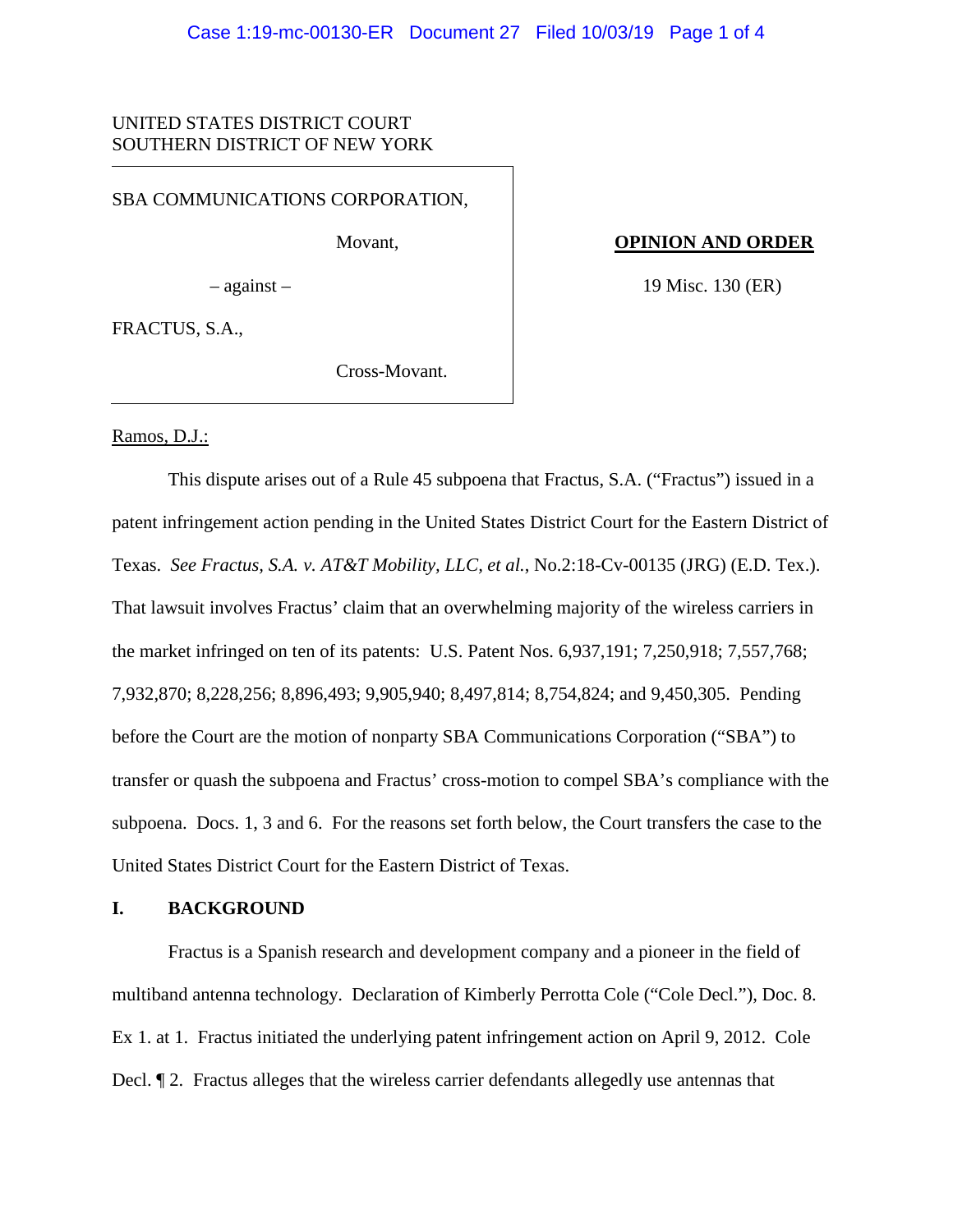UNITED STATES DISTRICT COURT
SOUTHERN DISTRICT OF NEW YORK

SBA COMMUNICATIONS CORPORATION,

Movant,

– against –

FRACTUS, S.A.,

Cross-Movant.

**OPINION AND ORDER**

19 Misc. 130 (ER)

Ramos, D.J.:

This dispute arises out of a Rule 45 subpoena that Fractus, S.A. ("Fractus") issued in a patent infringement action pending in the United States District Court for the Eastern District of Texas. *See Fractus, S.A. v. AT&T Mobility, LLC, et al.*, No.2:18-Cv-00135 (JRG) (E.D. Tex.). That lawsuit involves Fractus' claim that an overwhelming majority of the wireless carriers in the market infringed on ten of its patents: U.S. Patent Nos. 6,937,191; 7,250,918; 7,557,768; 7,932,870; 8,228,256; 8,896,493; 9,905,940; 8,497,814; 8,754,824; and 9,450,305. Pending before the Court are the motion of nonparty SBA Communications Corporation ("SBA") to transfer or quash the subpoena and Fractus' cross-motion to compel SBA's compliance with the subpoena. Docs. 1, 3 and 6. For the reasons set forth below, the Court transfers the case to the United States District Court for the Eastern District of Texas.

## I. BACKGROUND

Fractus is a Spanish research and development company and a pioneer in the field of multiband antenna technology. Declaration of Kimberly Perrotta Cole ("Cole Decl."), Doc. 8. Ex 1. at 1. Fractus initiated the underlying patent infringement action on April 9, 2012. Cole Decl. ¶ 2. Fractus alleges that the wireless carrier defendants allegedly use antennas that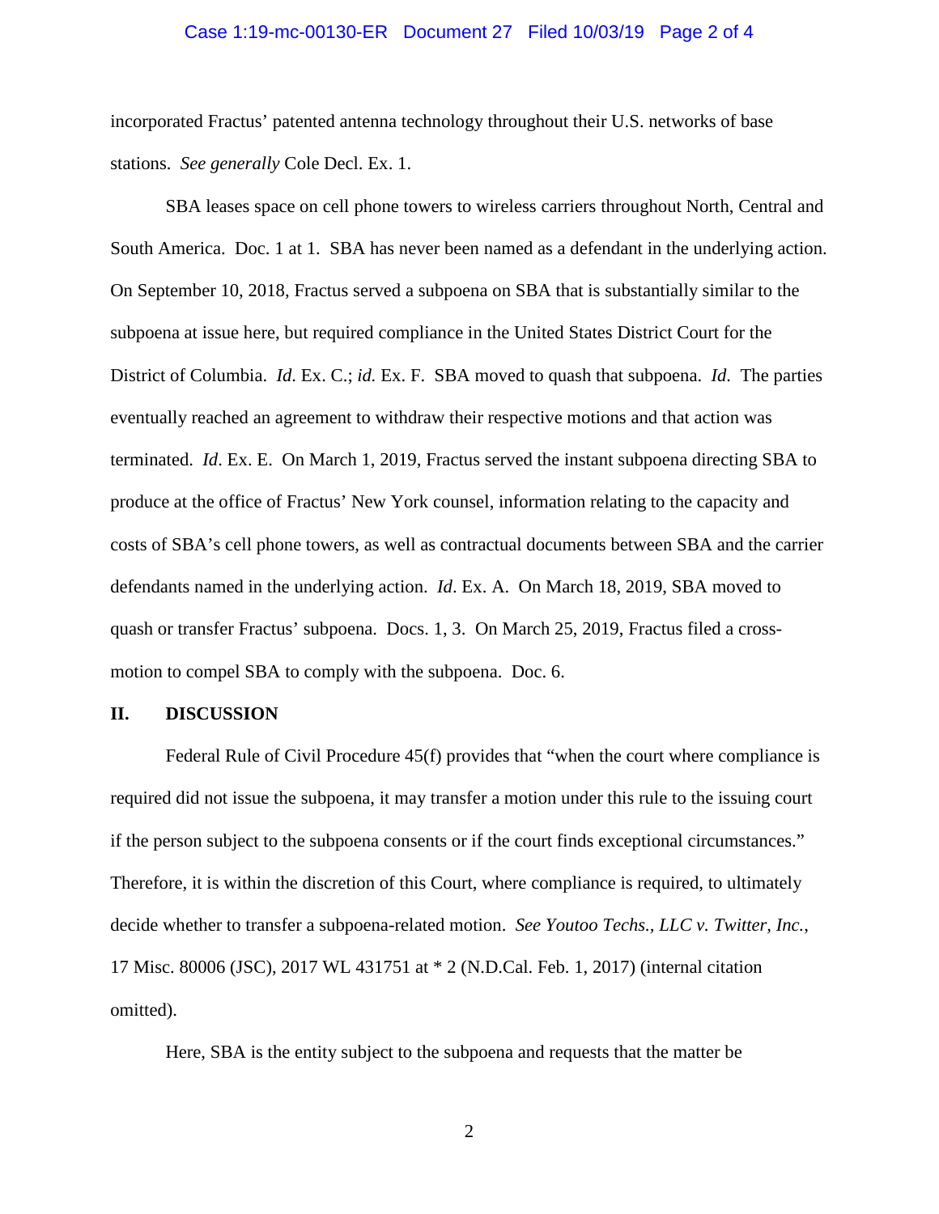incorporated Fractus' patented antenna technology throughout their U.S. networks of base stations. *See generally* Cole Decl. Ex. 1.

SBA leases space on cell phone towers to wireless carriers throughout North, Central and South America. Doc. 1 at 1. SBA has never been named as a defendant in the underlying action. On September 10, 2018, Fractus served a subpoena on SBA that is substantially similar to the subpoena at issue here, but required compliance in the United States District Court for the District of Columbia. *Id*. Ex. C.; *id.* Ex. F. SBA moved to quash that subpoena. *Id.* The parties eventually reached an agreement to withdraw their respective motions and that action was terminated. *Id*. Ex. E. On March 1, 2019, Fractus served the instant subpoena directing SBA to produce at the office of Fractus' New York counsel, information relating to the capacity and costs of SBA's cell phone towers, as well as contractual documents between SBA and the carrier defendants named in the underlying action. *Id*. Ex. A. On March 18, 2019, SBA moved to quash or transfer Fractus' subpoena. Docs. 1, 3. On March 25, 2019, Fractus filed a cross-motion to compel SBA to comply with the subpoena. Doc. 6.

## II. DISCUSSION

Federal Rule of Civil Procedure 45(f) provides that "when the court where compliance is required did not issue the subpoena, it may transfer a motion under this rule to the issuing court if the person subject to the subpoena consents or if the court finds exceptional circumstances." Therefore, it is within the discretion of this Court, where compliance is required, to ultimately decide whether to transfer a subpoena-related motion. *See Youtoo Techs., LLC v. Twitter, Inc.*, 17 Misc. 80006 (JSC), 2017 WL 431751 at * 2 (N.D.Cal. Feb. 1, 2017) (internal citation omitted).

Here, SBA is the entity subject to the subpoena and requests that the matter be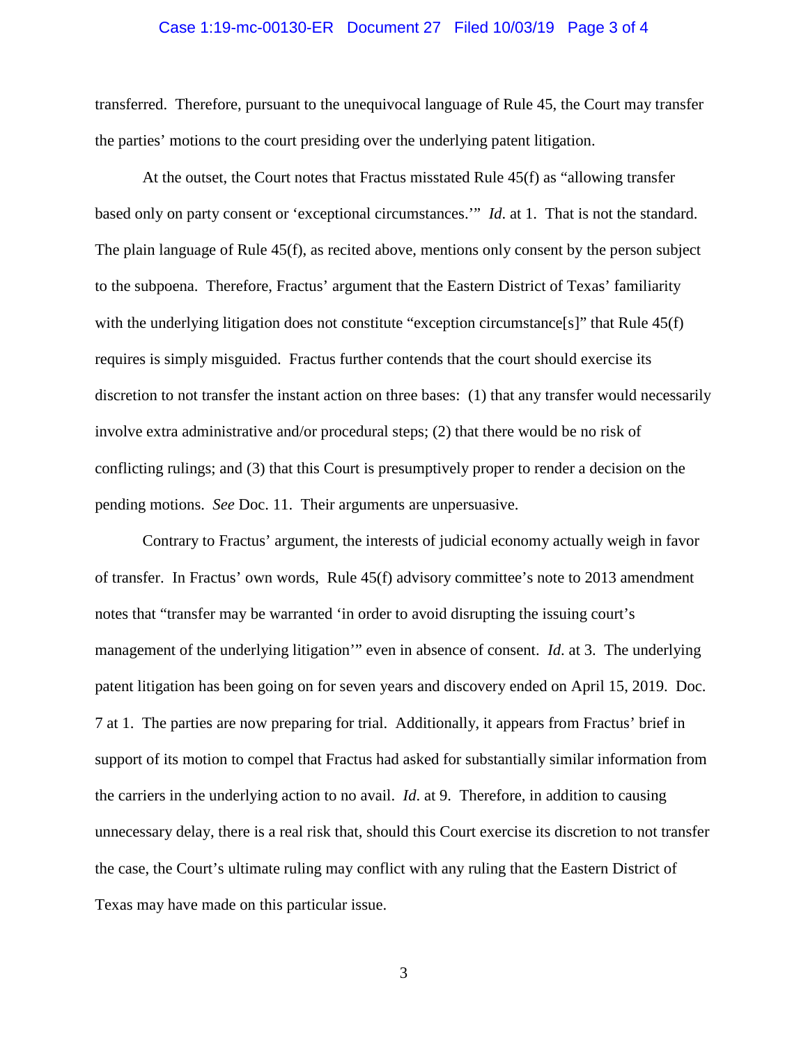transferred. Therefore, pursuant to the unequivocal language of Rule 45, the Court may transfer the parties' motions to the court presiding over the underlying patent litigation.

At the outset, the Court notes that Fractus misstated Rule 45(f) as "allowing transfer based only on party consent or 'exceptional circumstances.'" *Id*. at 1. That is not the standard. The plain language of Rule 45(f), as recited above, mentions only consent by the person subject to the subpoena. Therefore, Fractus' argument that the Eastern District of Texas' familiarity with the underlying litigation does not constitute "exception circumstance[s]" that Rule 45(f) requires is simply misguided. Fractus further contends that the court should exercise its discretion to not transfer the instant action on three bases: (1) that any transfer would necessarily involve extra administrative and/or procedural steps; (2) that there would be no risk of conflicting rulings; and (3) that this Court is presumptively proper to render a decision on the pending motions. *See* Doc. 11. Their arguments are unpersuasive.

Contrary to Fractus' argument, the interests of judicial economy actually weigh in favor of transfer. In Fractus' own words, Rule 45(f) advisory committee's note to 2013 amendment notes that "transfer may be warranted 'in order to avoid disrupting the issuing court's management of the underlying litigation'" even in absence of consent. *Id*. at 3. The underlying patent litigation has been going on for seven years and discovery ended on April 15, 2019. Doc. 7 at 1. The parties are now preparing for trial. Additionally, it appears from Fractus' brief in support of its motion to compel that Fractus had asked for substantially similar information from the carriers in the underlying action to no avail. *Id*. at 9. Therefore, in addition to causing unnecessary delay, there is a real risk that, should this Court exercise its discretion to not transfer the case, the Court's ultimate ruling may conflict with any ruling that the Eastern District of Texas may have made on this particular issue.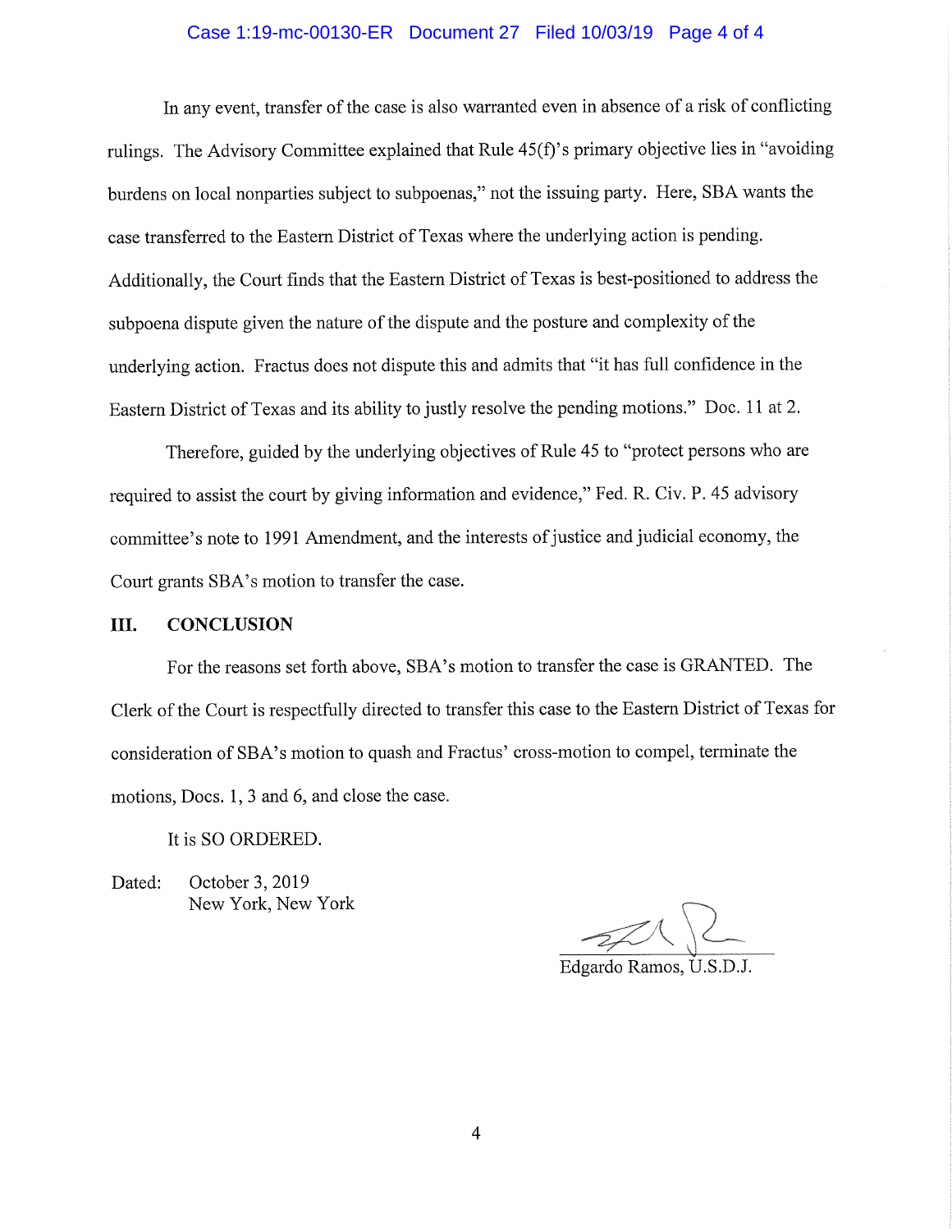In any event, transfer of the case is also warranted even in absence of a risk of conflicting rulings. The Advisory Committee explained that Rule 45(f)'s primary objective lies in "avoiding burdens on local nonparties subject to subpoenas," not the issuing party. Here, SBA wants the case transferred to the Eastern District of Texas where the underlying action is pending. Additionally, the Court finds that the Eastern District of Texas is best-positioned to address the subpoena dispute given the nature of the dispute and the posture and complexity of the underlying action. Fractus does not dispute this and admits that "it has full confidence in the Eastern District of Texas and its ability to justly resolve the pending motions." Doc. 11 at 2.

Therefore, guided by the underlying objectives of Rule 45 to "protect persons who are required to assist the court by giving information and evidence," Fed. R. Civ. P. 45 advisory committee's note to 1991 Amendment, and the interests of justice and judicial economy, the Court grants SBA's motion to transfer the case.

## III. CONCLUSION

For the reasons set forth above, SBA's motion to transfer the case is GRANTED. The Clerk of the Court is respectfully directed to transfer this case to the Eastern District of Texas for consideration of SBA's motion to quash and Fractus' cross-motion to compel, terminate the motions, Docs. 1, 3 and 6, and close the case.

It is SO ORDERED.

Dated: October 3, 2019
New York, New York

Edgardo Ramos, U.S.D.J.